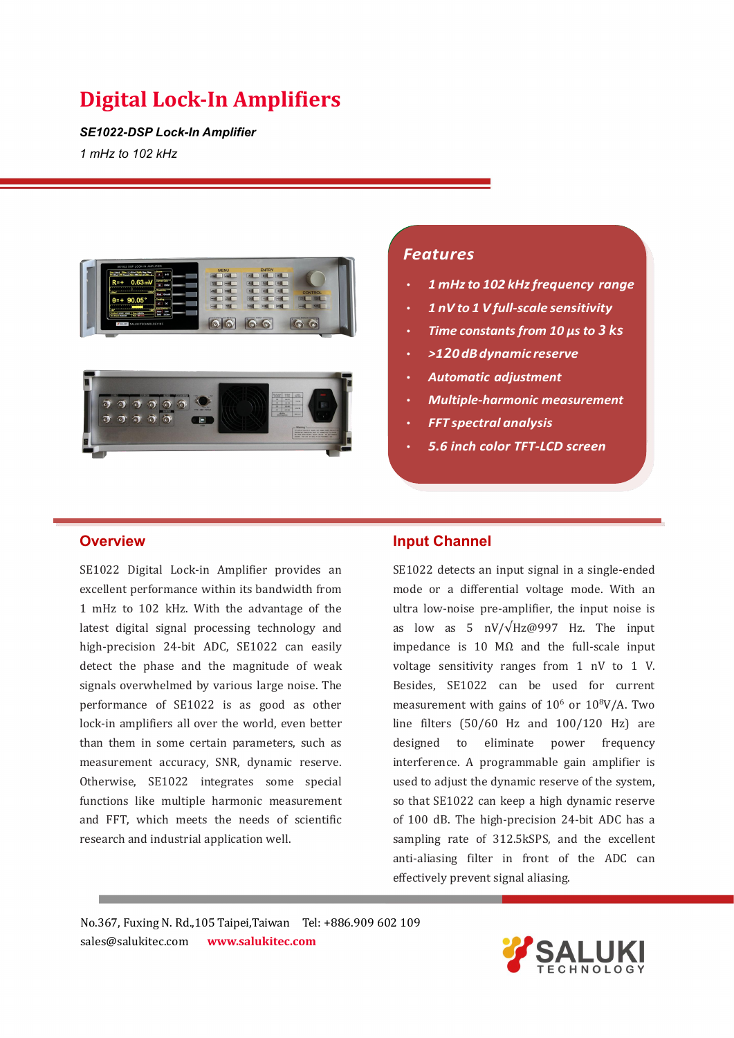# Digital Lock-In Amplifiers

***SE1022-DSP Lock-In Amplifier***

*1 mHz to 102 kHz*

## Features

- *1 mHz to 102 kHz frequency range*
- *1 nV to 1 V full-scale sensitivity*
- *Time constants from 10 μs to 3 ks*
- *>120 dB dynamic reserve*
- *Automatic adjustment*
- *Multiple-harmonic measurement*
- *FFT spectral analysis*
- *5.6 inch color TFT-LCD screen*

## Overview

SE1022 Digital Lock-in Amplifier provides an excellent performance within its bandwidth from 1 mHz to 102 kHz. With the advantage of the latest digital signal processing technology and high-precision 24-bit ADC, SE1022 can easily detect the phase and the magnitude of weak signals overwhelmed by various large noise. The performance of SE1022 is as good as other lock-in amplifiers all over the world, even better than them in some certain parameters, such as measurement accuracy, SNR, dynamic reserve. Otherwise, SE1022 integrates some special functions like multiple harmonic measurement and FFT, which meets the needs of scientific research and industrial application well.

## Input Channel

SE1022 detects an input signal in a single-ended mode or a differential voltage mode. With an ultra low-noise pre-amplifier, the input noise is as low as 5 nV/√Hz@997 Hz. The input impedance is 10 MΩ and the full-scale input voltage sensitivity ranges from 1 nV to 1 V. Besides, SE1022 can be used for current measurement with gains of $10^6$ or $10^8$V/A. Two line filters (50/60 Hz and 100/120 Hz) are designed to eliminate power frequency interference. A programmable gain amplifier is used to adjust the dynamic reserve of the system, so that SE1022 can keep a high dynamic reserve of 100 dB. The high-precision 24-bit ADC has a sampling rate of 312.5kSPS, and the excellent anti-aliasing filter in front of the ADC can effectively prevent signal aliasing.

No.367, Fuxing N. Rd.,105 Taipei,Taiwan Tel: +886.909 602 109
sales@salukitec.com **www.salukitec.com**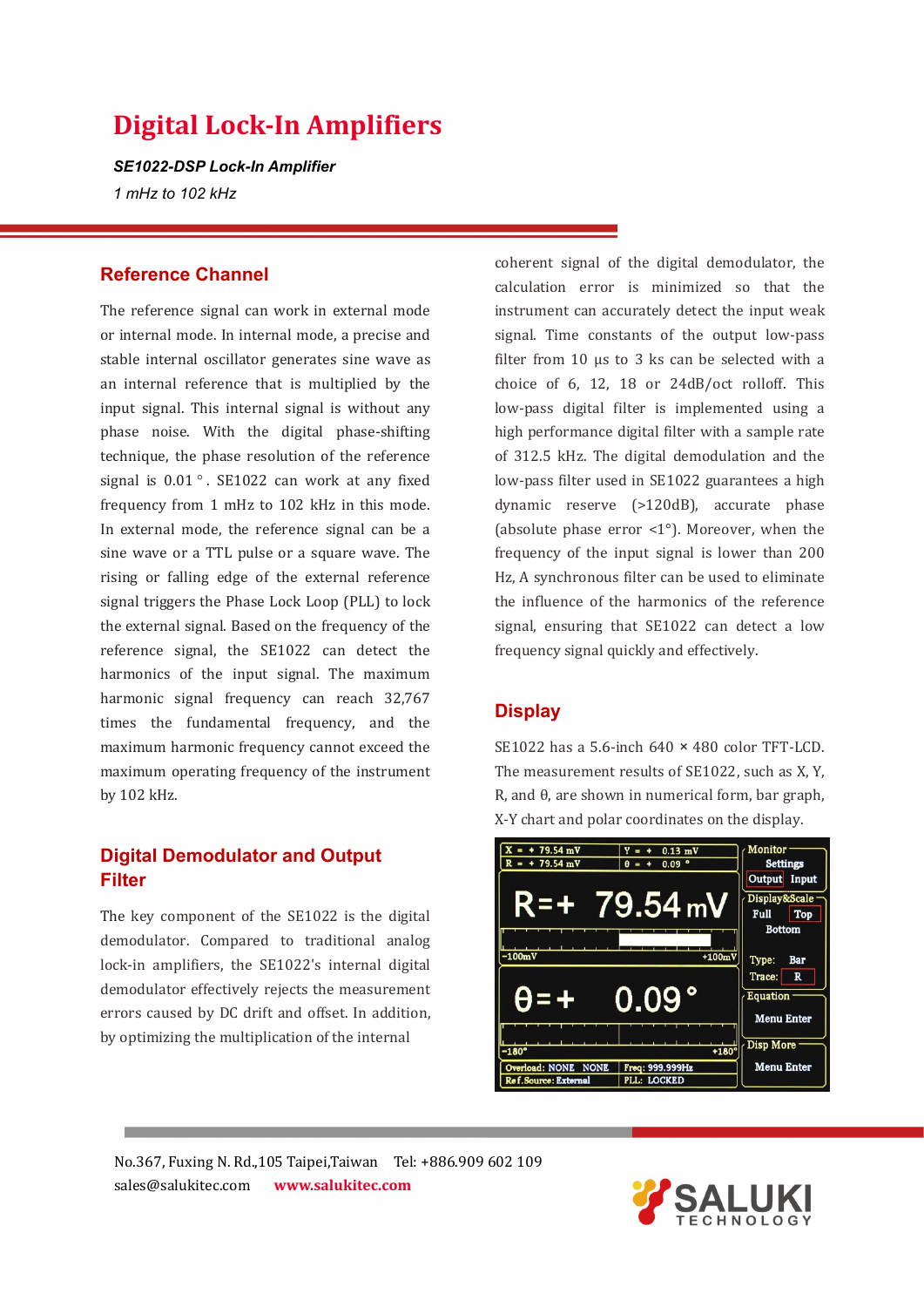# Digital Lock-In Amplifiers

***SE1022-DSP Lock-In Amplifier***

*1 mHz to 102 kHz*

## Reference Channel

The reference signal can work in external mode or internal mode. In internal mode, a precise and stable internal oscillator generates sine wave as an internal reference that is multiplied by the input signal. This internal signal is without any phase noise. With the digital phase-shifting technique, the phase resolution of the reference signal is 0.01°. SE1022 can work at any fixed frequency from 1 mHz to 102 kHz in this mode. In external mode, the reference signal can be a sine wave or a TTL pulse or a square wave. The rising or falling edge of the external reference signal triggers the Phase Lock Loop (PLL) to lock the external signal. Based on the frequency of the reference signal, the SE1022 can detect the harmonics of the input signal. The maximum harmonic signal frequency can reach 32,767 times the fundamental frequency, and the maximum harmonic frequency cannot exceed the maximum operating frequency of the instrument by 102 kHz.

## Digital Demodulator and Output Filter

The key component of the SE1022 is the digital demodulator. Compared to traditional analog lock-in amplifiers, the SE1022's internal digital demodulator effectively rejects the measurement errors caused by DC drift and offset. In addition, by optimizing the multiplication of the internal coherent signal of the digital demodulator, the calculation error is minimized so that the instrument can accurately detect the input weak signal. Time constants of the output low-pass filter from 10 μs to 3 ks can be selected with a choice of 6, 12, 18 or 24dB/oct rolloff. This low-pass digital filter is implemented using a high performance digital filter with a sample rate of 312.5 kHz. The digital demodulation and the low-pass filter used in SE1022 guarantees a high dynamic reserve (>120dB), accurate phase (absolute phase error <1°). Moreover, when the frequency of the input signal is lower than 200 Hz, A synchronous filter can be used to eliminate the influence of the harmonics of the reference signal, ensuring that SE1022 can detect a low frequency signal quickly and effectively.

## Display

SE1022 has a 5.6-inch 640 × 480 color TFT-LCD. The measurement results of SE1022, such as X, Y, R, and θ, are shown in numerical form, bar graph, X-Y chart and polar coordinates on the display.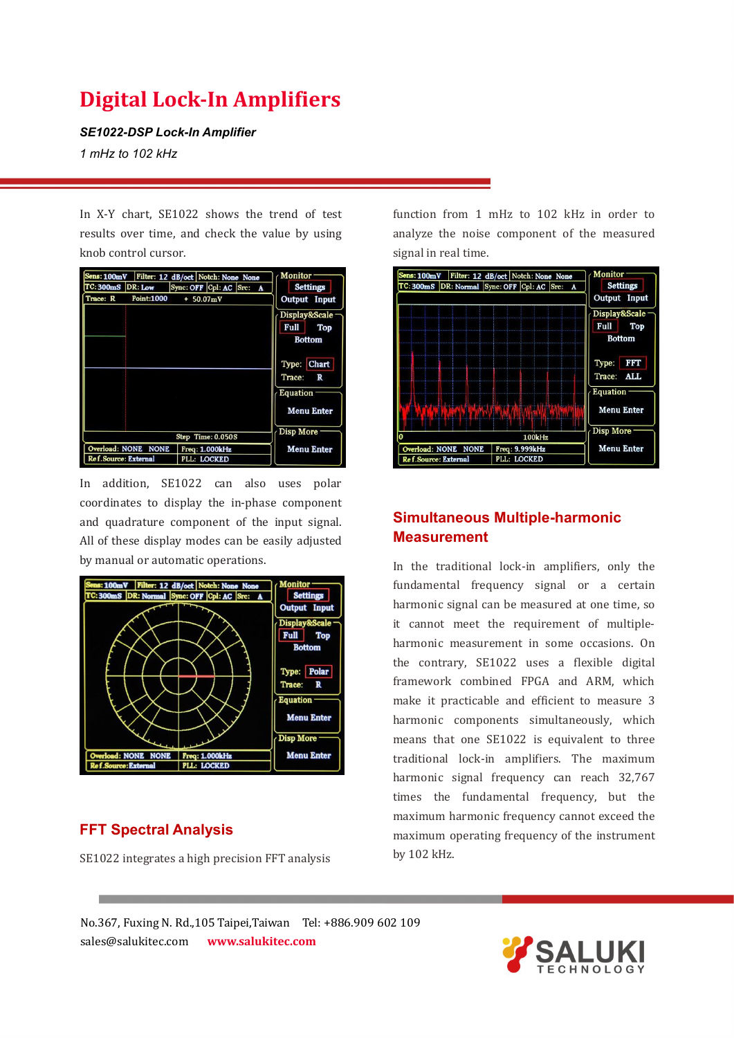# Digital Lock-In Amplifiers

***SE1022-DSP Lock-In Amplifier***

*1 mHz to 102 kHz*

In X-Y chart, SE1022 shows the trend of test results over time, and check the value by using knob control cursor.

In addition, SE1022 can also uses polar coordinates to display the in-phase component and quadrature component of the input signal. All of these display modes can be easily adjusted by manual or automatic operations.

## FFT Spectral Analysis

SE1022 integrates a high precision FFT analysis function from 1 mHz to 102 kHz in order to analyze the noise component of the measured signal in real time.

## Simultaneous Multiple-harmonic Measurement

In the traditional lock-in amplifiers, only the fundamental frequency signal or a certain harmonic signal can be measured at one time, so it cannot meet the requirement of multiple-harmonic measurement in some occasions. On the contrary, SE1022 uses a flexible digital framework combined FPGA and ARM, which make it practicable and efficient to measure 3 harmonic components simultaneously, which means that one SE1022 is equivalent to three traditional lock-in amplifiers. The maximum harmonic signal frequency can reach 32,767 times the fundamental frequency, but the maximum harmonic frequency cannot exceed the maximum operating frequency of the instrument by 102 kHz.

No.367, Fuxing N. Rd.,105 Taipei,Taiwan Tel: +886.909 602 109

sales@salukitec.com **www.salukitec.com**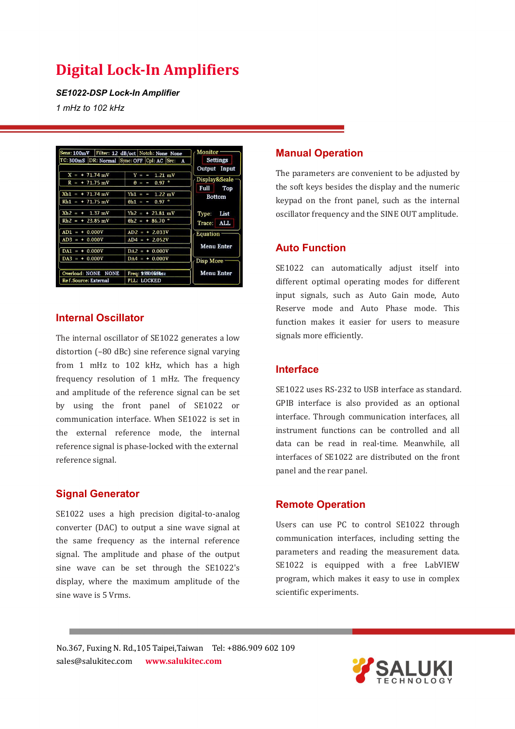# Digital Lock-In Amplifiers

***SE1022-DSP Lock-In Amplifier***

*1 mHz to 102 kHz*

## Internal Oscillator

The internal oscillator of SE1022 generates a low distortion (–80 dBc) sine reference signal varying from 1 mHz to 102 kHz, which has a high frequency resolution of 1 mHz. The frequency and amplitude of the reference signal can be set by using the front panel of SE1022 or communication interface. When SE1022 is set in the external reference mode, the internal reference signal is phase-locked with the external reference signal.

## Signal Generator

SE1022 uses a high precision digital-to-analog converter (DAC) to output a sine wave signal at the same frequency as the internal reference signal. The amplitude and phase of the output sine wave can be set through the SE1022's display, where the maximum amplitude of the sine wave is 5 Vrms.

## Manual Operation

The parameters are convenient to be adjusted by the soft keys besides the display and the numeric keypad on the front panel, such as the internal oscillator frequency and the SINE OUT amplitude.

## Auto Function

SE1022 can automatically adjust itself into different optimal operating modes for different input signals, such as Auto Gain mode, Auto Reserve mode and Auto Phase mode. This function makes it easier for users to measure signals more efficiently.

## Interface

SE1022 uses RS-232 to USB interface as standard. GPIB interface is also provided as an optional interface. Through communication interfaces, all instrument functions can be controlled and all data can be read in real-time. Meanwhile, all interfaces of SE1022 are distributed on the front panel and the rear panel.

## Remote Operation

Users can use PC to control SE1022 through communication interfaces, including setting the parameters and reading the measurement data. SE1022 is equipped with a free LabVIEW program, which makes it easy to use in complex scientific experiments.

No.367, Fuxing N. Rd.,105 Taipei,Taiwan Tel: +886.909 602 109
sales@salukitec.com www.salukitec.com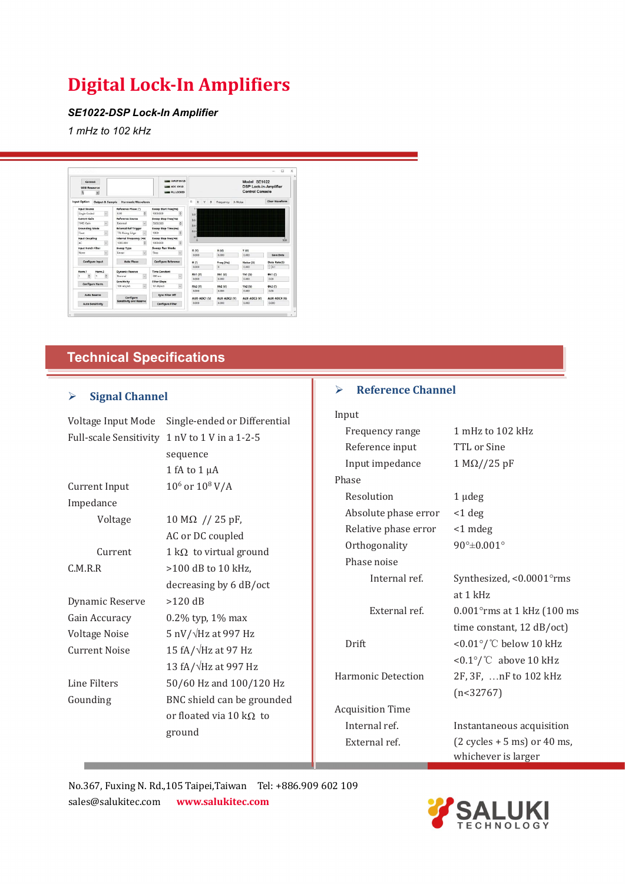# Digital Lock-In Amplifiers

***SE1022-DSP Lock-In Amplifier***

*1 mHz to 102 kHz*

## Technical Specifications

### ➢ Signal Channel

| | |
|---|---|
| Voltage Input Mode | Single-ended or Differential |
| Full-scale Sensitivity | 1 nV to 1 V in a 1-2-5 sequence |
| | 1 fA to 1 μA |
| Current Input | $10^6$ or $10^8$ V/A |
| Impedance | |
| Voltage | 10 MΩ // 25 pF, AC or DC coupled |
| Current | 1 kΩ to virtual ground |
| C.M.R.R | >100 dB to 10 kHz, decreasing by 6 dB/oct |
| Dynamic Reserve | >120 dB |
| Gain Accuracy | 0.2% typ, 1% max |
| Voltage Noise | 5 nV/√Hz at 997 Hz |
| Current Noise | 15 fA/√Hz at 97 Hz |
| | 13 fA/√Hz at 997 Hz |
| Line Filters | 50/60 Hz and 100/120 Hz |
| Gounding | BNC shield can be grounded or floated via 10 kΩ to ground |

### ➢ Reference Channel

| | |
|---|---|
| Input | |
| Frequency range | 1 mHz to 102 kHz |
| Reference input | TTL or Sine |
| Input impedance | 1 MΩ//25 pF |
| Phase | |
| Resolution | 1 μdeg |
| Absolute phase error | <1 deg |
| Relative phase error | <1 mdeg |
| Orthogonality | 90°±0.001° |
| Phase noise | |
| Internal ref. | Synthesized, <0.0001°rms at 1 kHz |
| External ref. | 0.001°rms at 1 kHz (100 ms time constant, 12 dB/oct) |
| Drift | <0.01°/℃ below 10 kHz |
| | <0.1°/℃ above 10 kHz |
| Harmonic Detection | 2F, 3F, …nF to 102 kHz (n<32767) |
| Acquisition Time | |
| Internal ref. | Instantaneous acquisition |
| External ref. | (2 cycles + 5 ms) or 40 ms, whichever is larger |

No.367, Fuxing N. Rd.,105 Taipei,Taiwan  Tel: +886.909 602 109

sales@salukitec.com  **www.salukitec.com**

SALUKI TECHNOLOGY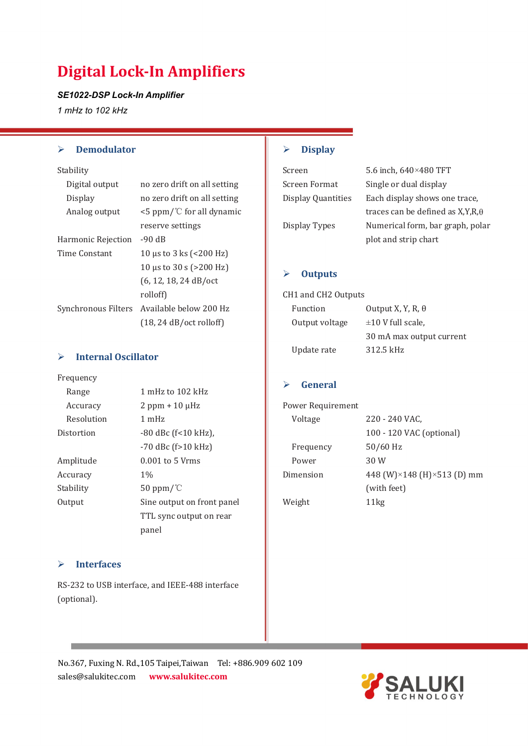# Digital Lock-In Amplifiers

***SE1022-DSP Lock-In Amplifier***

*1 mHz to 102 kHz*

## Demodulator

| | |
|---|---|
| Stability | |
| Digital output | no zero drift on all setting |
| Display | no zero drift on all setting |
| Analog output | <5 ppm/℃ for all dynamic reserve settings |
| Harmonic Rejection | -90 dB |
| Time Constant | 10 µs to 3 ks (<200 Hz)<br>10 µs to 30 s (>200 Hz)<br>(6, 12, 18, 24 dB/oct rolloff) |
| Synchronous Filters | Available below 200 Hz (18, 24 dB/oct rolloff) |

## Internal Oscillator

| | |
|---|---|
| Frequency | |
| Range | 1 mHz to 102 kHz |
| Accuracy | 2 ppm + 10 µHz |
| Resolution | 1 mHz |
| Distortion | -80 dBc (f<10 kHz),<br>-70 dBc (f>10 kHz) |
| Amplitude | 0.001 to 5 Vrms |
| Accuracy | 1% |
| Stability | 50 ppm/℃ |
| Output | Sine output on front panel<br>TTL sync output on rear panel |

## Interfaces

RS-232 to USB interface, and IEEE-488 interface (optional).

## Display

| | |
|---|---|
| Screen | 5.6 inch, 640×480 TFT |
| Screen Format | Single or dual display |
| Display Quantities | Each display shows one trace, traces can be defined as X,Y,R,θ |
| Display Types | Numerical form, bar graph, polar plot and strip chart |

## Outputs

| | |
|---|---|
| CH1 and CH2 Outputs | |
| Function | Output X, Y, R, θ |
| Output voltage | ±10 V full scale,<br>30 mA max output current |
| Update rate | 312.5 kHz |

## General

| | |
|---|---|
| Power Requirement | |
| Voltage | 220 - 240 VAC,<br>100 - 120 VAC (optional) |
| Frequency | 50/60 Hz |
| Power | 30 W |
| Dimension | 448 (W)×148 (H)×513 (D) mm (with feet) |
| Weight | 11kg |

No.367, Fuxing N. Rd.,105 Taipei,Taiwan Tel: +886.909 602 109
sales@salukitec.com **www.salukitec.com**

SALUKI TECHNOLOGY